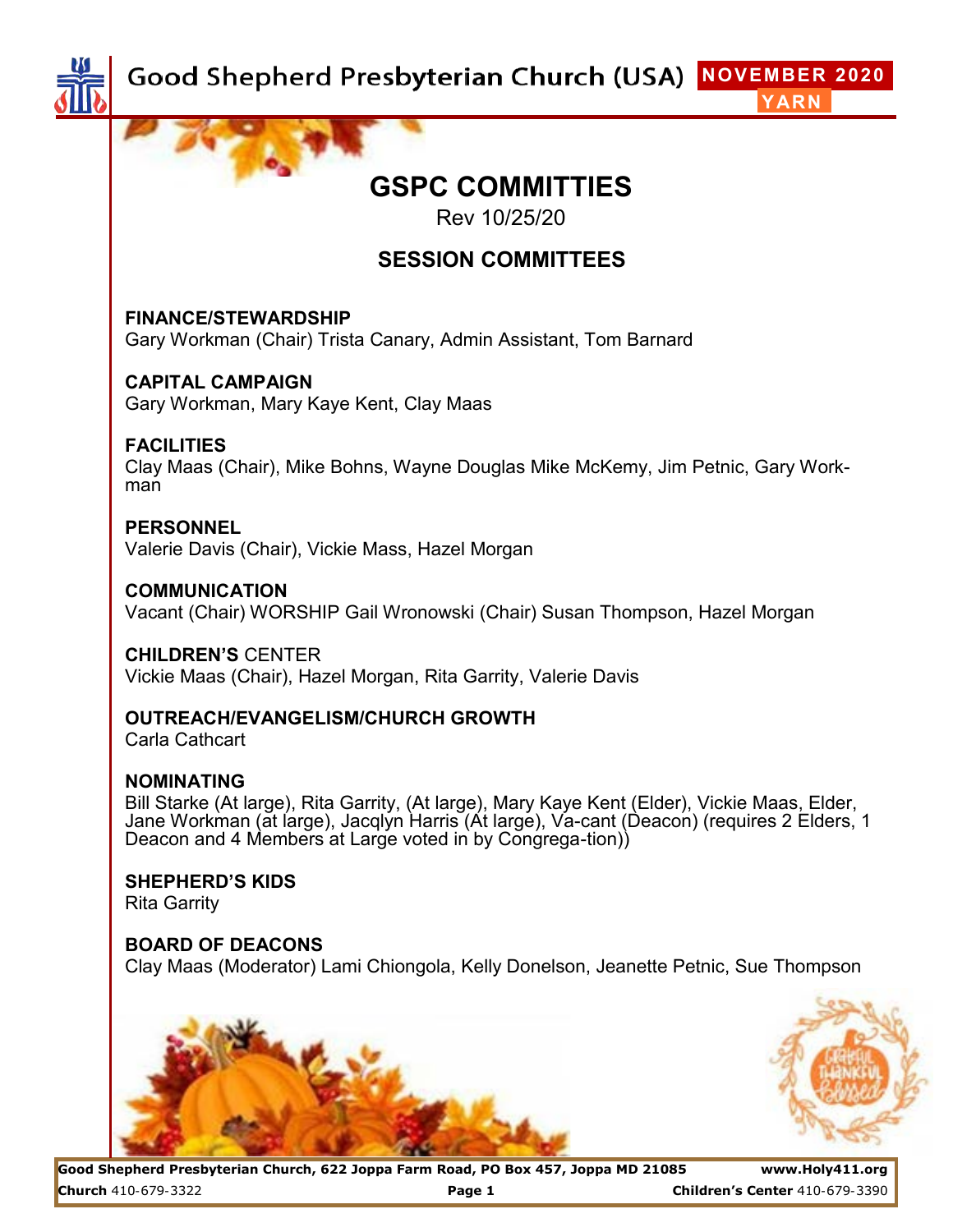# GSPC COMMITTIES

Rev 10/25/20

## SESSION COMMITTEES

**FINANCE/STEWARDSHIP**
Gary Workman (Chair) Trista Canary, Admin Assistant, Tom Barnard

**CAPITAL CAMPAIGN**
Gary Workman, Mary Kaye Kent, Clay Maas

**FACILITIES**
Clay Maas (Chair), Mike Bohns, Wayne Douglas Mike McKemy, Jim Petnic, Gary Workman

**PERSONNEL**
Valerie Davis (Chair), Vickie Mass, Hazel Morgan

**COMMUNICATION**
Vacant (Chair) WORSHIP Gail Wronowski (Chair) Susan Thompson, Hazel Morgan

**CHILDREN'S** CENTER
Vickie Maas (Chair), Hazel Morgan, Rita Garrity, Valerie Davis

**OUTREACH/EVANGELISM/CHURCH GROWTH**
Carla Cathcart

**NOMINATING**
Bill Starke (At large), Rita Garrity, (At large), Mary Kaye Kent (Elder), Vickie Maas, Elder, Jane Workman (at large), Jacqlyn Harris (At large), Va-cant (Deacon) (requires 2 Elders, 1 Deacon and 4 Members at Large voted in by Congrega-tion))

**SHEPHERD'S KIDS**
Rita Garrity

**BOARD OF DEACONS**
Clay Maas (Moderator) Lami Chiongola, Kelly Donelson, Jeanette Petnic, Sue Thompson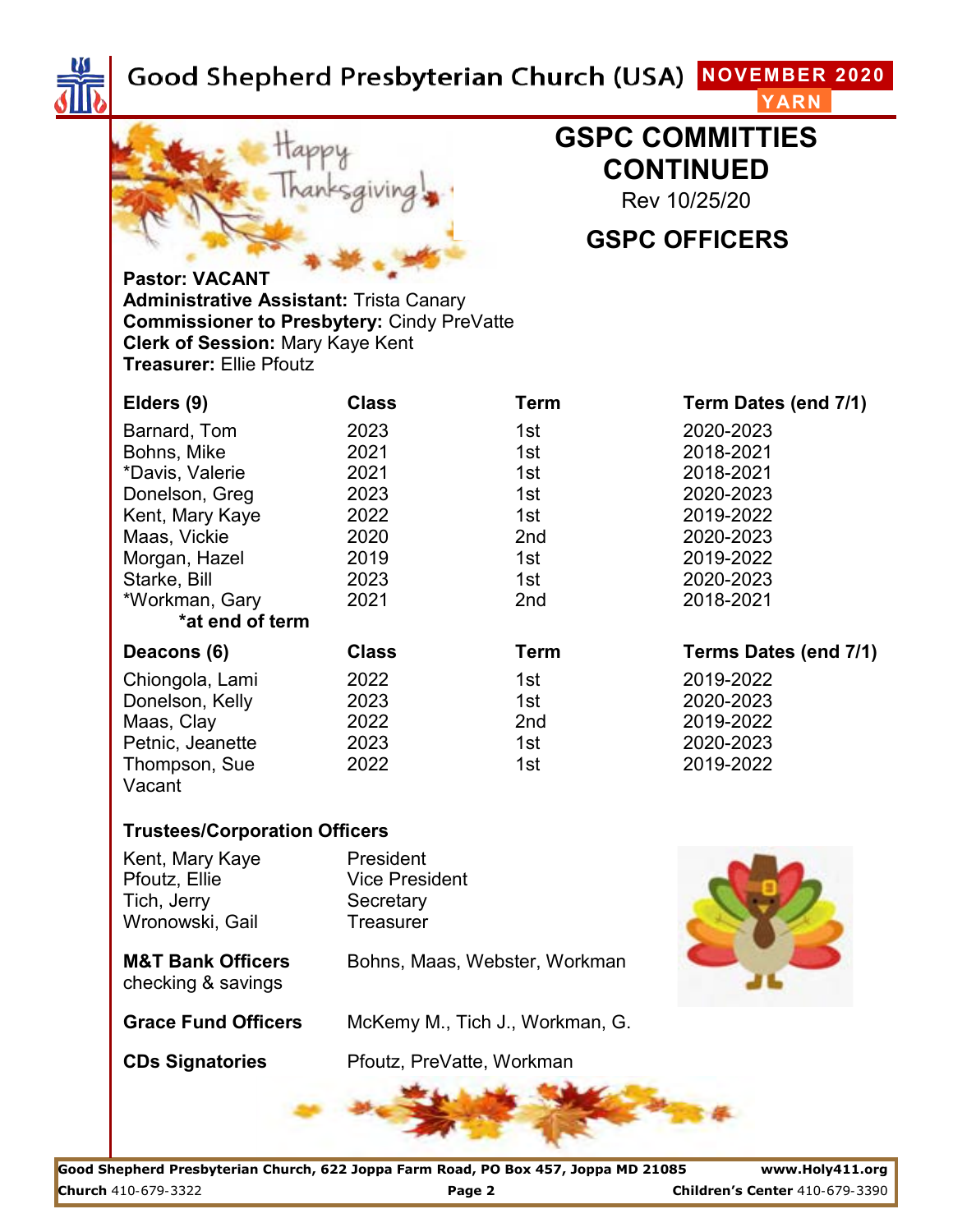# GSPC COMMITTIES CONTINUED

Rev 10/25/20

## GSPC OFFICERS

**Pastor: VACANT**
**Administrative Assistant:** Trista Canary
**Commissioner to Presbytery:** Cindy PreVatte
**Clerk of Session:** Mary Kaye Kent
**Treasurer:** Ellie Pfoutz

| Elders (9) | Class | Term | Term Dates (end 7/1) |
|---|---|---|---|
| Barnard, Tom | 2023 | 1st | 2020-2023 |
| Bohns, Mike | 2021 | 1st | 2018-2021 |
| *Davis, Valerie | 2021 | 1st | 2018-2021 |
| Donelson, Greg | 2023 | 1st | 2020-2023 |
| Kent, Mary Kaye | 2022 | 1st | 2019-2022 |
| Maas, Vickie | 2020 | 2nd | 2020-2023 |
| Morgan, Hazel | 2019 | 1st | 2019-2022 |
| Starke, Bill | 2023 | 1st | 2020-2023 |
| *Workman, Gary | 2021 | 2nd | 2018-2021 |

**\*at end of term**

| Deacons (6) | Class | Term | Terms Dates (end 7/1) |
|---|---|---|---|
| Chiongola, Lami | 2022 | 1st | 2019-2022 |
| Donelson, Kelly | 2023 | 1st | 2020-2023 |
| Maas, Clay | 2022 | 2nd | 2019-2022 |
| Petnic, Jeanette | 2023 | 1st | 2020-2023 |
| Thompson, Sue | 2022 | 1st | 2019-2022 |
| Vacant | | | |

**Trustees/Corporation Officers**

| Name | Position |
|---|---|
| Kent, Mary Kaye | President |
| Pfoutz, Ellie | Vice President |
| Tich, Jerry | Secretary |
| Wronowski, Gail | Treasurer |

**M&T Bank Officers** checking & savings — Bohns, Maas, Webster, Workman

**Grace Fund Officers** — McKemy M., Tich J., Workman, G.

**CDs Signatories** — Pfoutz, PreVatte, Workman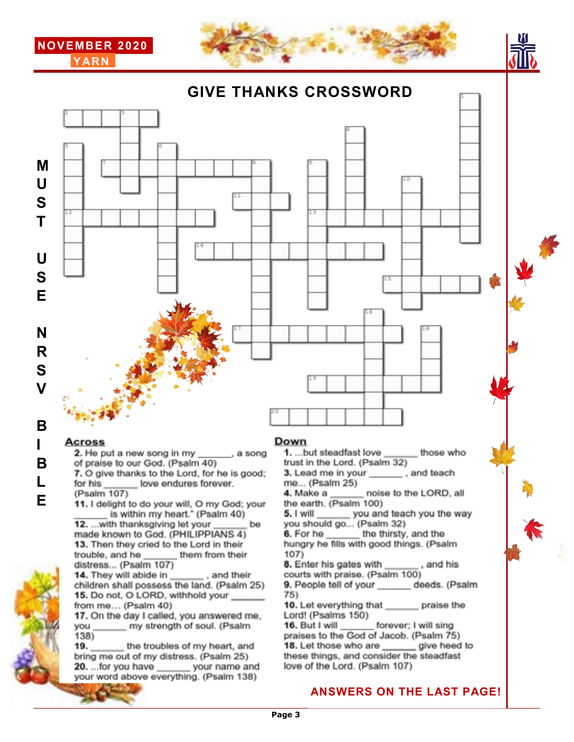NOVEMBER 2020

YARN

# GIVE THANKS CROSSWORD

MUST USE NRSV BIBLE

## Across

**2.** He put a new song in my _______, a song of praise to our God. (Psalm 40)

**7.** O give thanks to the Lord, for he is good; for his _______ love endures forever. (Psalm 107)

**11.** I delight to do your will, O my God; your _______ is within my heart." (Psalm 40)

**12.** ...with thanksgiving let your _______ be made known to God. (PHILIPPIANS 4)

**13.** Then they cried to the Lord in their trouble, and he _______ them from their distress... (Psalm 107)

**14.** They will abide in _______, and their children shall possess the land. (Psalm 25)

**15.** Do not, O LORD, withhold your _______ from me... (Psalm 40)

**17.** On the day I called, you answered me, you _______ my strength of soul. (Psalm 138)

**19.** _______ the troubles of my heart, and bring me out of my distress. (Psalm 25)

**20.** ...for you have _______ your name and your word above everything. (Psalm 138)

## Down

**1.** ...but steadfast love _______ those who trust in the Lord. (Psalm 32)

**3.** Lead me in your _______, and teach me... (Psalm 25)

**4.** Make a _______ noise to the LORD, all the earth. (Psalm 100)

**5.** I will _______ you and teach you the way you should go... (Psalm 32)

**6.** For he _______ the thirsty, and the hungry he fills with good things. (Psalm 107)

**8.** Enter his gates with _______, and his courts with praise. (Psalm 100)

**9.** People tell of your _______ deeds. (Psalm 75)

**10.** Let everything that _______ praise the Lord! (Psalms 150)

**16.** But I will _______ forever; I will sing praises to the God of Jacob. (Psalm 75)

**18.** Let those who are _______ give heed to these things, and consider the steadfast love of the Lord. (Psalm 107)

**ANSWERS ON THE LAST PAGE!**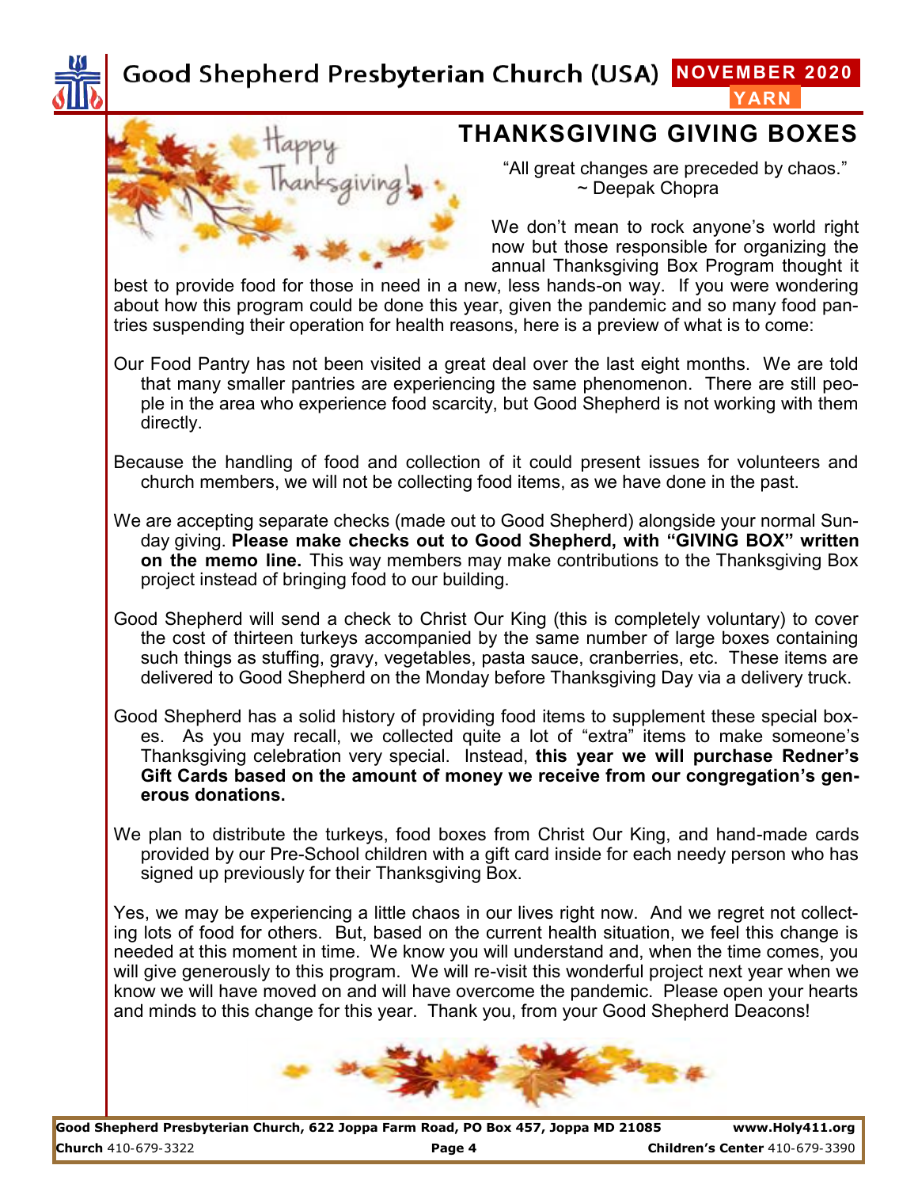## THANKSGIVING GIVING BOXES

"All great changes are preceded by chaos."
~ Deepak Chopra

We don't mean to rock anyone's world right now but those responsible for organizing the annual Thanksgiving Box Program thought it best to provide food for those in need in a new, less hands-on way. If you were wondering about how this program could be done this year, given the pandemic and so many food pantries suspending their operation for health reasons, here is a preview of what is to come:

Our Food Pantry has not been visited a great deal over the last eight months. We are told that many smaller pantries are experiencing the same phenomenon. There are still people in the area who experience food scarcity, but Good Shepherd is not working with them directly.

Because the handling of food and collection of it could present issues for volunteers and church members, we will not be collecting food items, as we have done in the past.

We are accepting separate checks (made out to Good Shepherd) alongside your normal Sunday giving. **Please make checks out to Good Shepherd, with "GIVING BOX" written on the memo line.** This way members may make contributions to the Thanksgiving Box project instead of bringing food to our building.

Good Shepherd will send a check to Christ Our King (this is completely voluntary) to cover the cost of thirteen turkeys accompanied by the same number of large boxes containing such things as stuffing, gravy, vegetables, pasta sauce, cranberries, etc. These items are delivered to Good Shepherd on the Monday before Thanksgiving Day via a delivery truck.

Good Shepherd has a solid history of providing food items to supplement these special boxes. As you may recall, we collected quite a lot of "extra" items to make someone's Thanksgiving celebration very special. Instead, **this year we will purchase Redner's Gift Cards based on the amount of money we receive from our congregation's generous donations.**

We plan to distribute the turkeys, food boxes from Christ Our King, and hand-made cards provided by our Pre-School children with a gift card inside for each needy person who has signed up previously for their Thanksgiving Box.

Yes, we may be experiencing a little chaos in our lives right now. And we regret not collecting lots of food for others. But, based on the current health situation, we feel this change is needed at this moment in time. We know you will understand and, when the time comes, you will give generously to this program. We will re-visit this wonderful project next year when we know we will have moved on and will have overcome the pandemic. Please open your hearts and minds to this change for this year. Thank you, from your Good Shepherd Deacons!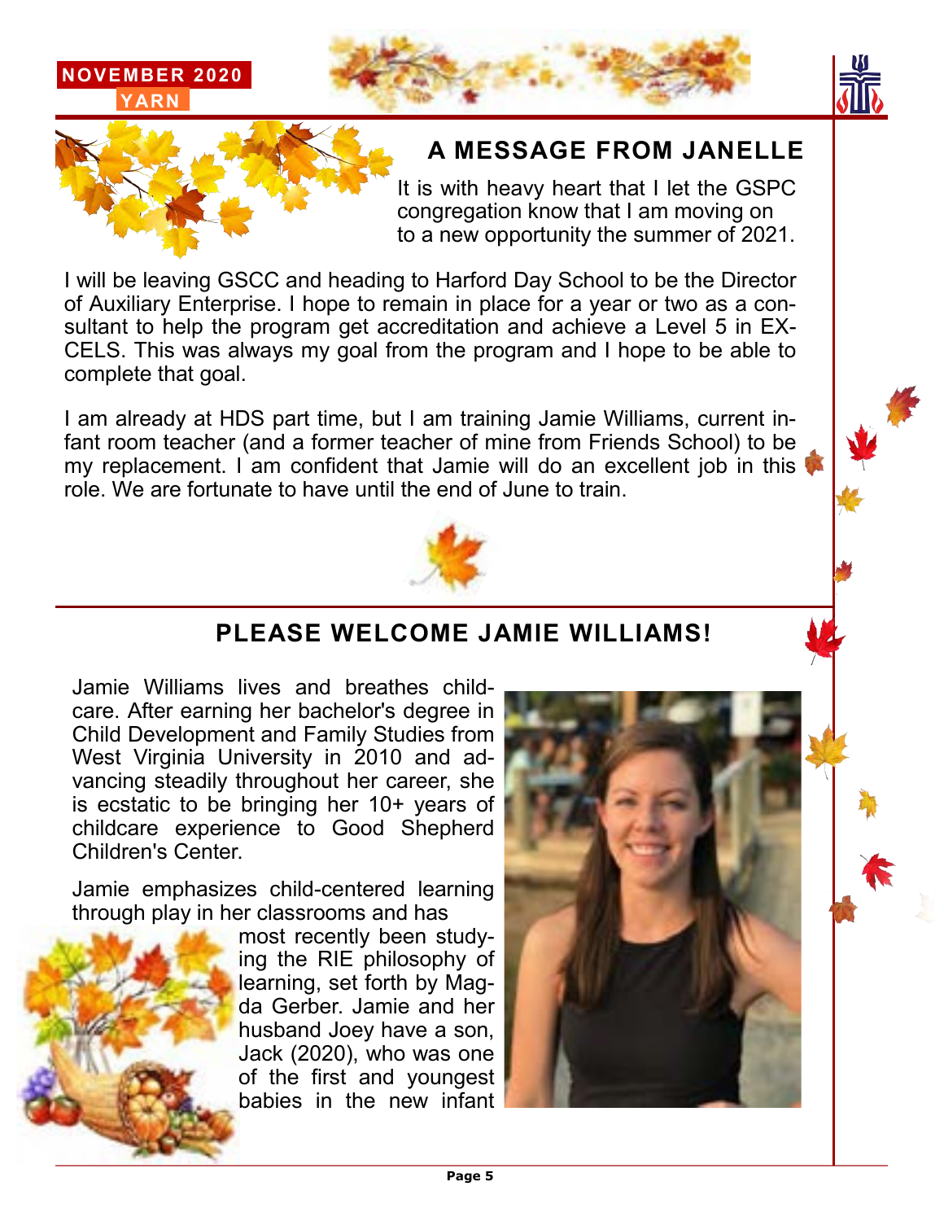## A MESSAGE FROM JANELLE

It is with heavy heart that I let the GSPC congregation know that I am moving on to a new opportunity the summer of 2021.

I will be leaving GSCC and heading to Harford Day School to be the Director of Auxiliary Enterprise. I hope to remain in place for a year or two as a consultant to help the program get accreditation and achieve a Level 5 in EXCELS. This was always my goal from the program and I hope to be able to complete that goal.

I am already at HDS part time, but I am training Jamie Williams, current infant room teacher (and a former teacher of mine from Friends School) to be my replacement. I am confident that Jamie will do an excellent job in this role. We are fortunate to have until the end of June to train.

## PLEASE WELCOME JAMIE WILLIAMS!

Jamie Williams lives and breathes childcare. After earning her bachelor's degree in Child Development and Family Studies from West Virginia University in 2010 and advancing steadily throughout her career, she is ecstatic to be bringing her 10+ years of childcare experience to Good Shepherd Children's Center.

Jamie emphasizes child-centered learning through play in her classrooms and has most recently been studying the RIE philosophy of learning, set forth by Magda Gerber. Jamie and her husband Joey have a son, Jack (2020), who was one of the first and youngest babies in the new infant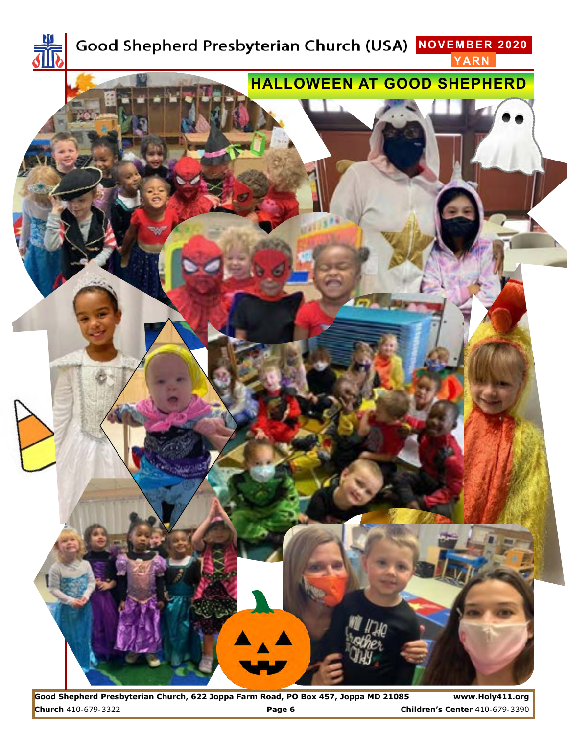# HALLOWEEN AT GOOD SHEPHERD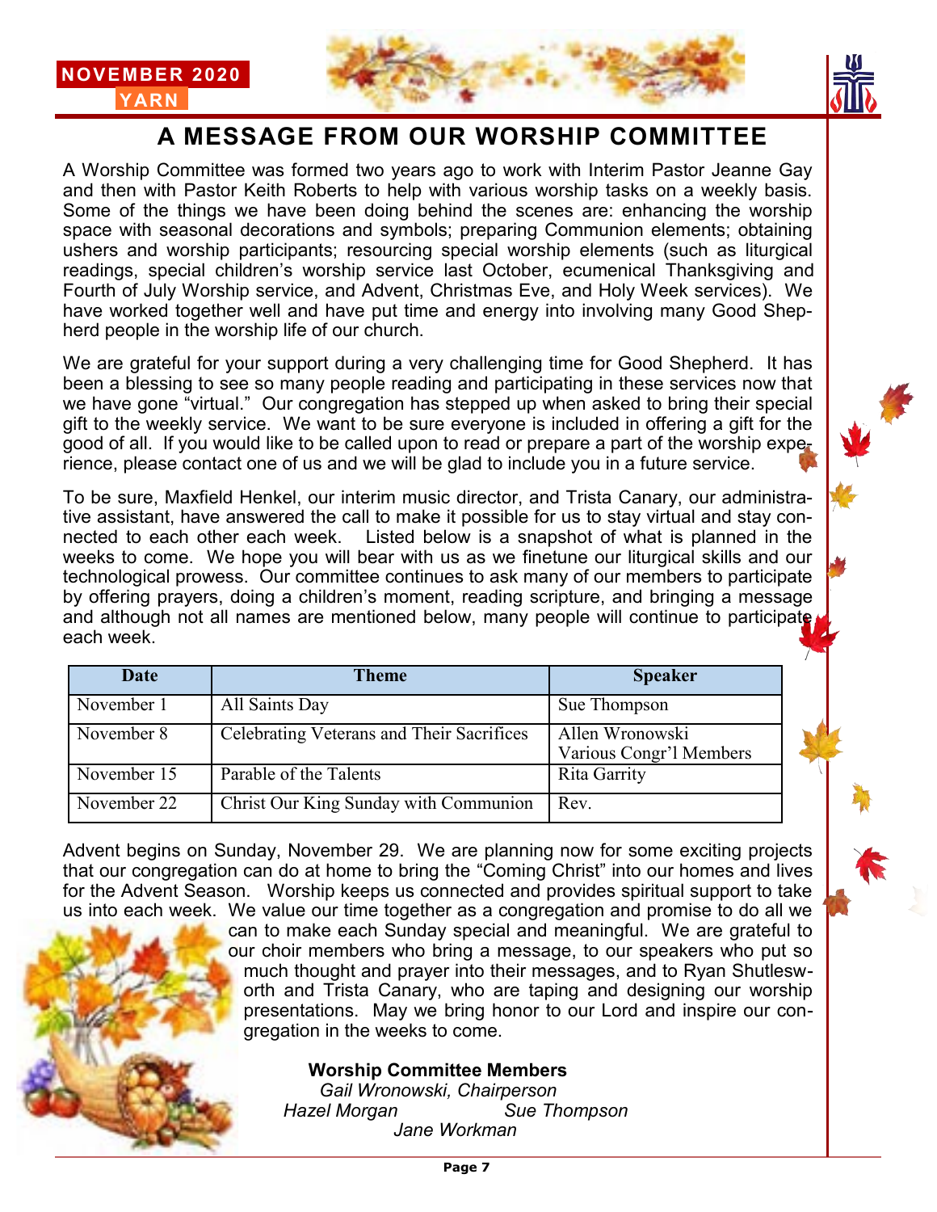# A MESSAGE FROM OUR WORSHIP COMMITTEE

A Worship Committee was formed two years ago to work with Interim Pastor Jeanne Gay and then with Pastor Keith Roberts to help with various worship tasks on a weekly basis. Some of the things we have been doing behind the scenes are: enhancing the worship space with seasonal decorations and symbols; preparing Communion elements; obtaining ushers and worship participants; resourcing special worship elements (such as liturgical readings, special children's worship service last October, ecumenical Thanksgiving and Fourth of July Worship service, and Advent, Christmas Eve, and Holy Week services). We have worked together well and have put time and energy into involving many Good Shepherd people in the worship life of our church.

We are grateful for your support during a very challenging time for Good Shepherd. It has been a blessing to see so many people reading and participating in these services now that we have gone "virtual." Our congregation has stepped up when asked to bring their special gift to the weekly service. We want to be sure everyone is included in offering a gift for the good of all. If you would like to be called upon to read or prepare a part of the worship experience, please contact one of us and we will be glad to include you in a future service.

To be sure, Maxfield Henkel, our interim music director, and Trista Canary, our administrative assistant, have answered the call to make it possible for us to stay virtual and stay connected to each other each week. Listed below is a snapshot of what is planned in the weeks to come. We hope you will bear with us as we finetune our liturgical skills and our technological prowess. Our committee continues to ask many of our members to participate by offering prayers, doing a children's moment, reading scripture, and bringing a message and although not all names are mentioned below, many people will continue to participate each week.

| Date | Theme | Speaker |
|---|---|---|
| November 1 | All Saints Day | Sue Thompson |
| November 8 | Celebrating Veterans and Their Sacrifices | Allen Wronowski<br>Various Congr'l Members |
| November 15 | Parable of the Talents | Rita Garrity |
| November 22 | Christ Our King Sunday with Communion | Rev. |

Advent begins on Sunday, November 29. We are planning now for some exciting projects that our congregation can do at home to bring the "Coming Christ" into our homes and lives for the Advent Season. Worship keeps us connected and provides spiritual support to take us into each week. We value our time together as a congregation and promise to do all we can to make each Sunday special and meaningful. We are grateful to our choir members who bring a message, to our speakers who put so much thought and prayer into their messages, and to Ryan Shutlesworth and Trista Canary, who are taping and designing our worship presentations. May we bring honor to our Lord and inspire our congregation in the weeks to come.

**Worship Committee Members**

*Gail Wronowski, Chairperson*

*Hazel Morgan* *Sue Thompson*

*Jane Workman*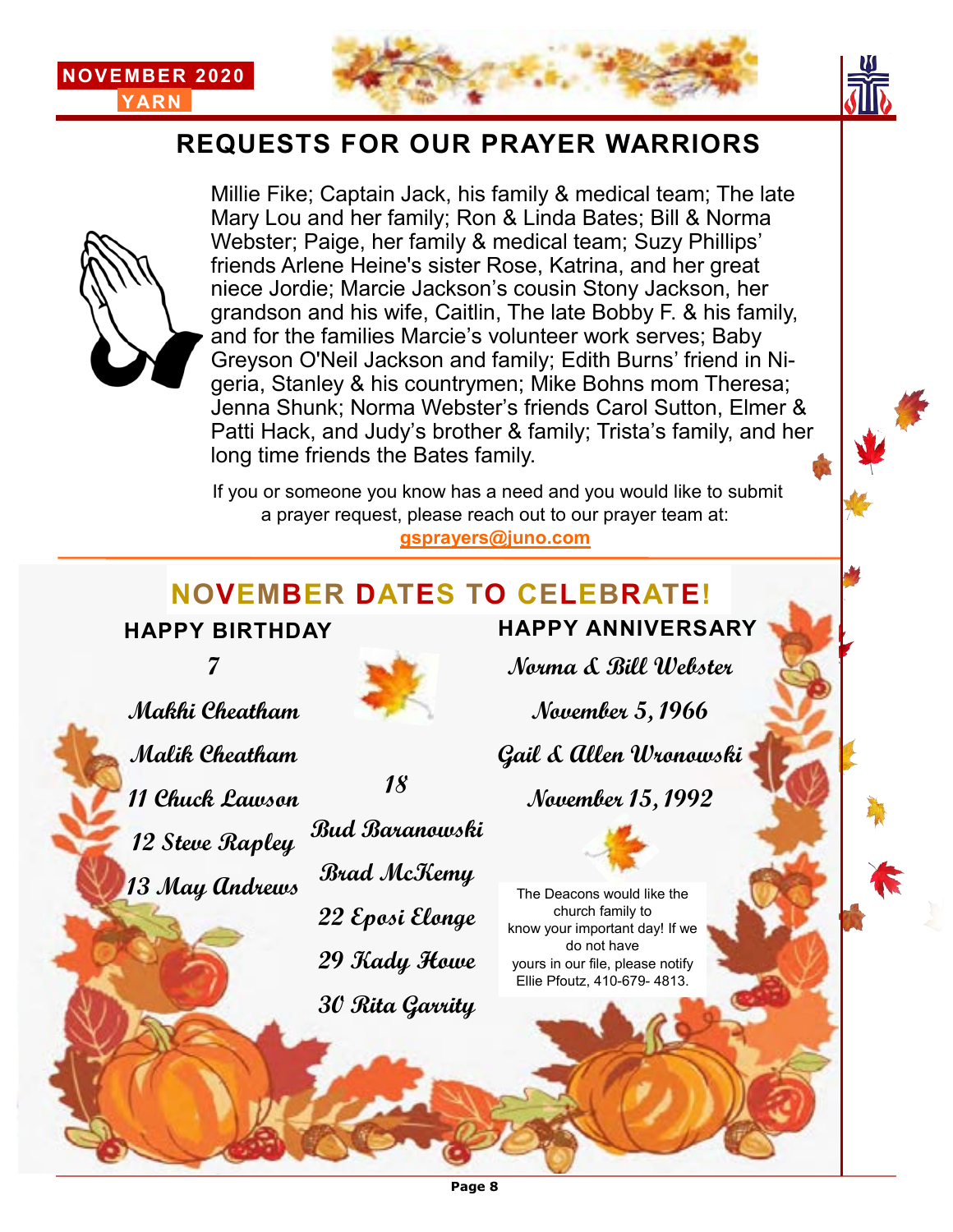NOVEMBER 2020
YARN

## REQUESTS FOR OUR PRAYER WARRIORS

Millie Fike; Captain Jack, his family & medical team; The late Mary Lou and her family; Ron & Linda Bates; Bill & Norma Webster; Paige, her family & medical team; Suzy Phillips' friends Arlene Heine's sister Rose, Katrina, and her great niece Jordie; Marcie Jackson's cousin Stony Jackson, her grandson and his wife, Caitlin, The late Bobby F. & his family, and for the families Marcie's volunteer work serves; Baby Greyson O'Neil Jackson and family; Edith Burns' friend in Nigeria, Stanley & his countrymen; Mike Bohns mom Theresa; Jenna Shunk; Norma Webster's friends Carol Sutton, Elmer & Patti Hack, and Judy's brother & family; Trista's family, and her long time friends the Bates family.

If you or someone you know has a need and you would like to submit a prayer request, please reach out to our prayer team at: **gsprayers@juno.com**

## NOVEMBER DATES TO CELEBRATE!

### HAPPY BIRTHDAY

*7*

*Makhi Cheatham*

*Malik Cheatham*

*11 Chuck Lawson*

*12 Steve Rapley*

*13 May Andrews*

*18*

*Bud Baranowski*

*Brad McKemy*

*22 Eposi Elonge*

*29 Kady Howe*

*30 Rita Garrity*

### HAPPY ANNIVERSARY

*Norma & Bill Webster*

*November 5, 1966*

*Gail & Allen Wronowski*

*November 15, 1992*

The Deacons would like the church family to know your important day! If we do not have yours in our file, please notify Ellie Pfoutz, 410-679- 4813.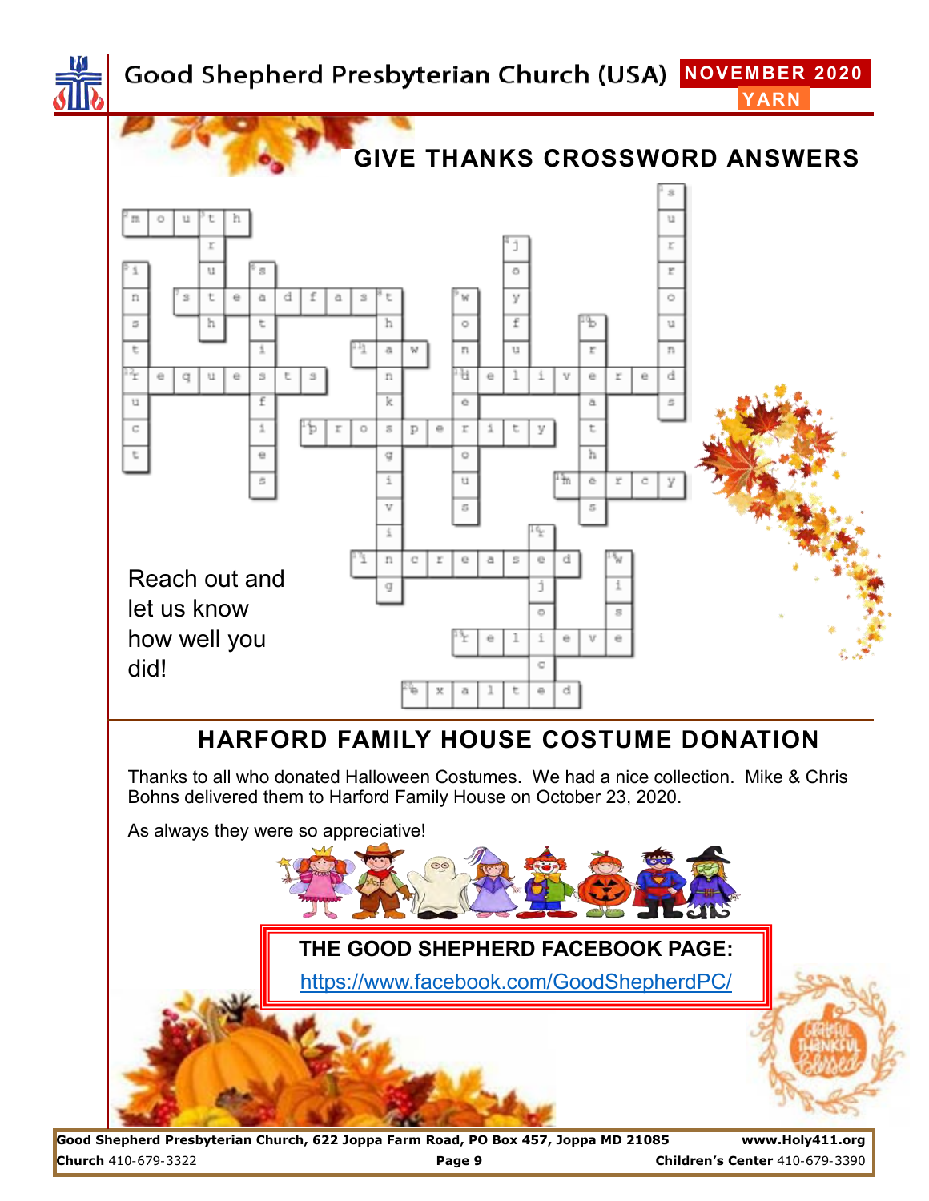## GIVE THANKS CROSSWORD ANSWERS

Reach out and let us know how well you did!

## HARFORD FAMILY HOUSE COSTUME DONATION

Thanks to all who donated Halloween Costumes. We had a nice collection. Mike & Chris Bohns delivered them to Harford Family House on October 23, 2020.

As always they were so appreciative!

**THE GOOD SHEPHERD FACEBOOK PAGE:**

https://www.facebook.com/GoodShepherdPC/